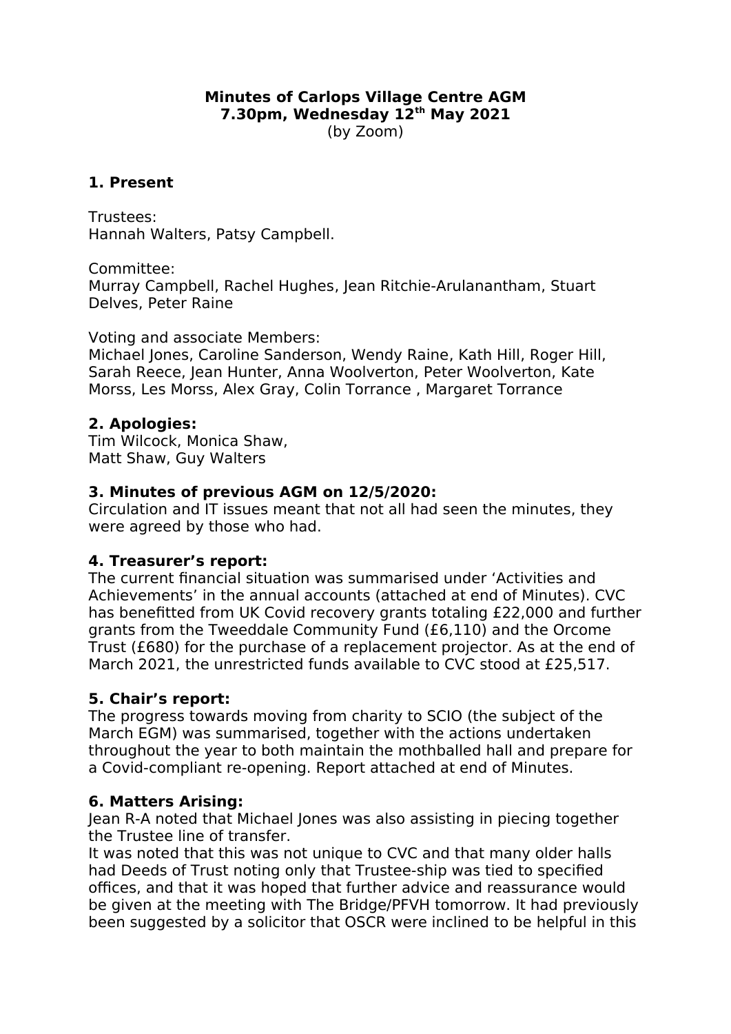**Minutes of Carlops Village Centre AGM**
**7.30pm, Wednesday 12th May 2021**
(by Zoom)

## 1. Present

Trustees:
Hannah Walters, Patsy Campbell.

Committee:
Murray Campbell, Rachel Hughes, Jean Ritchie-Arulanantham, Stuart Delves, Peter Raine

Voting and associate Members:
Michael Jones, Caroline Sanderson, Wendy Raine, Kath Hill, Roger Hill, Sarah Reece, Jean Hunter, Anna Woolverton, Peter Woolverton, Kate Morss, Les Morss, Alex Gray, Colin Torrance , Margaret Torrance

## 2. Apologies:

Tim Wilcock, Monica Shaw,
Matt Shaw, Guy Walters

## 3. Minutes of previous AGM on 12/5/2020:

Circulation and IT issues meant that not all had seen the minutes, they were agreed by those who had.

## 4. Treasurer's report:

The current financial situation was summarised under 'Activities and Achievements' in the annual accounts (attached at end of Minutes). CVC has benefitted from UK Covid recovery grants totaling £22,000 and further grants from the Tweeddale Community Fund (£6,110) and the Orcome Trust (£680) for the purchase of a replacement projector. As at the end of March 2021, the unrestricted funds available to CVC stood at £25,517.

## 5. Chair's report:

The progress towards moving from charity to SCIO (the subject of the March EGM) was summarised, together with the actions undertaken throughout the year to both maintain the mothballed hall and prepare for a Covid-compliant re-opening. Report attached at end of Minutes.

## 6. Matters Arising:

Jean R-A noted that Michael Jones was also assisting in piecing together the Trustee line of transfer.
It was noted that this was not unique to CVC and that many older halls had Deeds of Trust noting only that Trustee-ship was tied to specified offices, and that it was hoped that further advice and reassurance would be given at the meeting with The Bridge/PFVH tomorrow. It had previously been suggested by a solicitor that OSCR were inclined to be helpful in this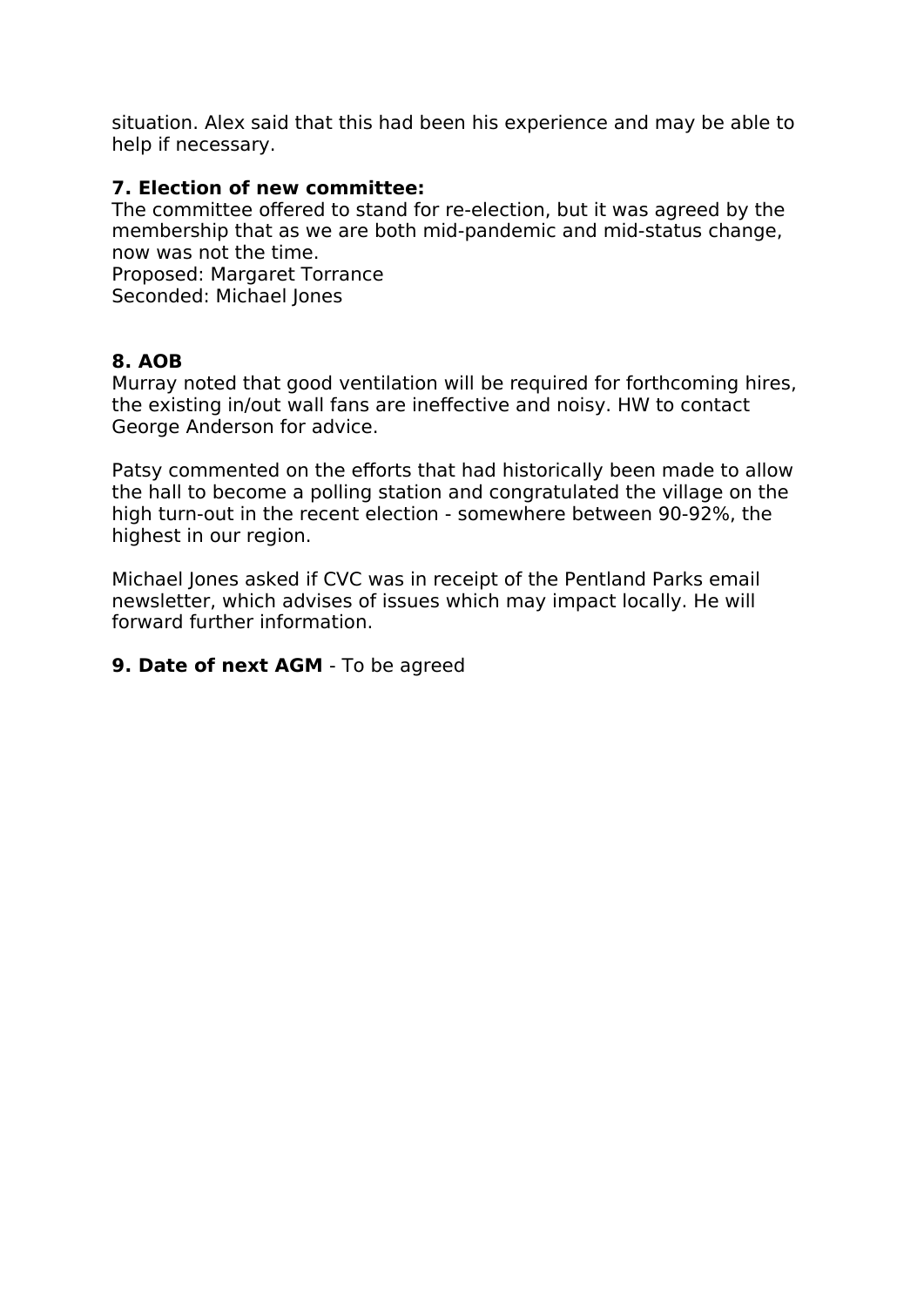situation. Alex said that this had been his experience and may be able to help if necessary.

**7. Election of new committee:**
The committee offered to stand for re-election, but it was agreed by the membership that as we are both mid-pandemic and mid-status change, now was not the time.
Proposed: Margaret Torrance
Seconded: Michael Jones

**8. AOB**
Murray noted that good ventilation will be required for forthcoming hires, the existing in/out wall fans are ineffective and noisy. HW to contact George Anderson for advice.

Patsy commented on the efforts that had historically been made to allow the hall to become a polling station and congratulated the village on the high turn-out in the recent election - somewhere between 90-92%, the highest in our region.

Michael Jones asked if CVC was in receipt of the Pentland Parks email newsletter, which advises of issues which may impact locally. He will forward further information.

**9. Date of next AGM** - To be agreed